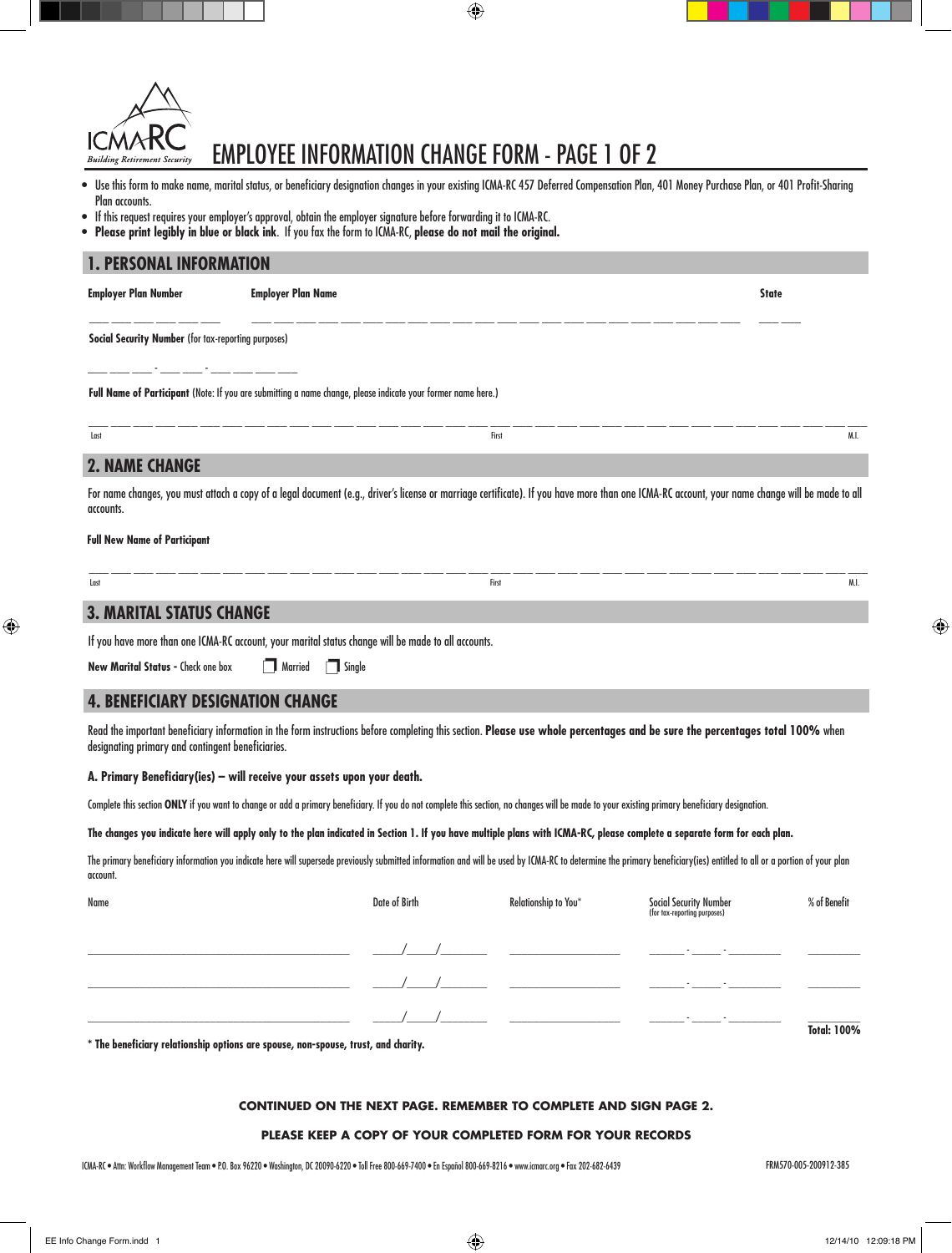ICMA-RC *Building Retirement Security*

# EMPLOYEE INFORMATION CHANGE FORM - PAGE 1 OF 2

- Use this form to make name, marital status, or beneficiary designation changes in your existing ICMA-RC 457 Deferred Compensation Plan, 401 Money Purchase Plan, or 401 Profit-Sharing Plan accounts.
- If this request requires your employer's approval, obtain the employer signature before forwarding it to ICMA-RC.
- **Please print legibly in blue or black ink**. If you fax the form to ICMA-RC, **please do not mail the original.**

## 1. PERSONAL INFORMATION

**Employer Plan Number** ___ ___ ___ ___ ___ ___

**Employer Plan Name** ___________________________________

**State** ___ ___

**Social Security Number** (for tax-reporting purposes)

___ ___ ___ - ___ ___ - ___ ___ ___ ___

**Full Name of Participant** (Note: If you are submitting a name change, please indicate your former name here.)

______________________________________________________________

Last First M.I.

## 2. NAME CHANGE

For name changes, you must attach a copy of a legal document (e.g., driver's license or marriage certificate). If you have more than one ICMA-RC account, your name change will be made to all accounts.

**Full New Name of Participant**

______________________________________________________________

Last First M.I.

## 3. MARITAL STATUS CHANGE

If you have more than one ICMA-RC account, your marital status change will be made to all accounts.

**New Marital Status -** Check one box ☐ Married ☐ Single

## 4. BENEFICIARY DESIGNATION CHANGE

Read the important beneficiary information in the form instructions before completing this section. **Please use whole percentages and be sure the percentages total 100%** when designating primary and contingent beneficiaries.

### A. Primary Beneficiary(ies) – will receive your assets upon your death.

Complete this section **ONLY** if you want to change or add a primary beneficiary. If you do not complete this section, no changes will be made to your existing primary beneficiary designation.

**The changes you indicate here will apply only to the plan indicated in Section 1. If you have multiple plans with ICMA-RC, please complete a separate form for each plan.**

The primary beneficiary information you indicate here will supersede previously submitted information and will be used by ICMA-RC to determine the primary beneficiary(ies) entitled to all or a portion of your plan account.

| Name | Date of Birth | Relationship to You* | Social Security Number (for tax-reporting purposes) | % of Benefit |
|---|---|---|---|---|
| | ___/___/_____ | | ____-___-_____ | |
| | ___/___/_____ | | ____-___-_____ | |
| | ___/___/_____ | | ____-___-_____ | |
| | | | | **Total: 100%** |

**\* The beneficiary relationship options are spouse, non-spouse, trust, and charity.**

**CONTINUED ON THE NEXT PAGE. REMEMBER TO COMPLETE AND SIGN PAGE 2.**

**PLEASE KEEP A COPY OF YOUR COMPLETED FORM FOR YOUR RECORDS**

ICMA-RC • Attn: Workflow Management Team • P.O. Box 96220 • Washington, DC 20090-6220 • Toll Free 800-669-7400 • En Español 800-669-8216 • www.icmarc.org • Fax 202-682-6439

FRM570-005-200912-385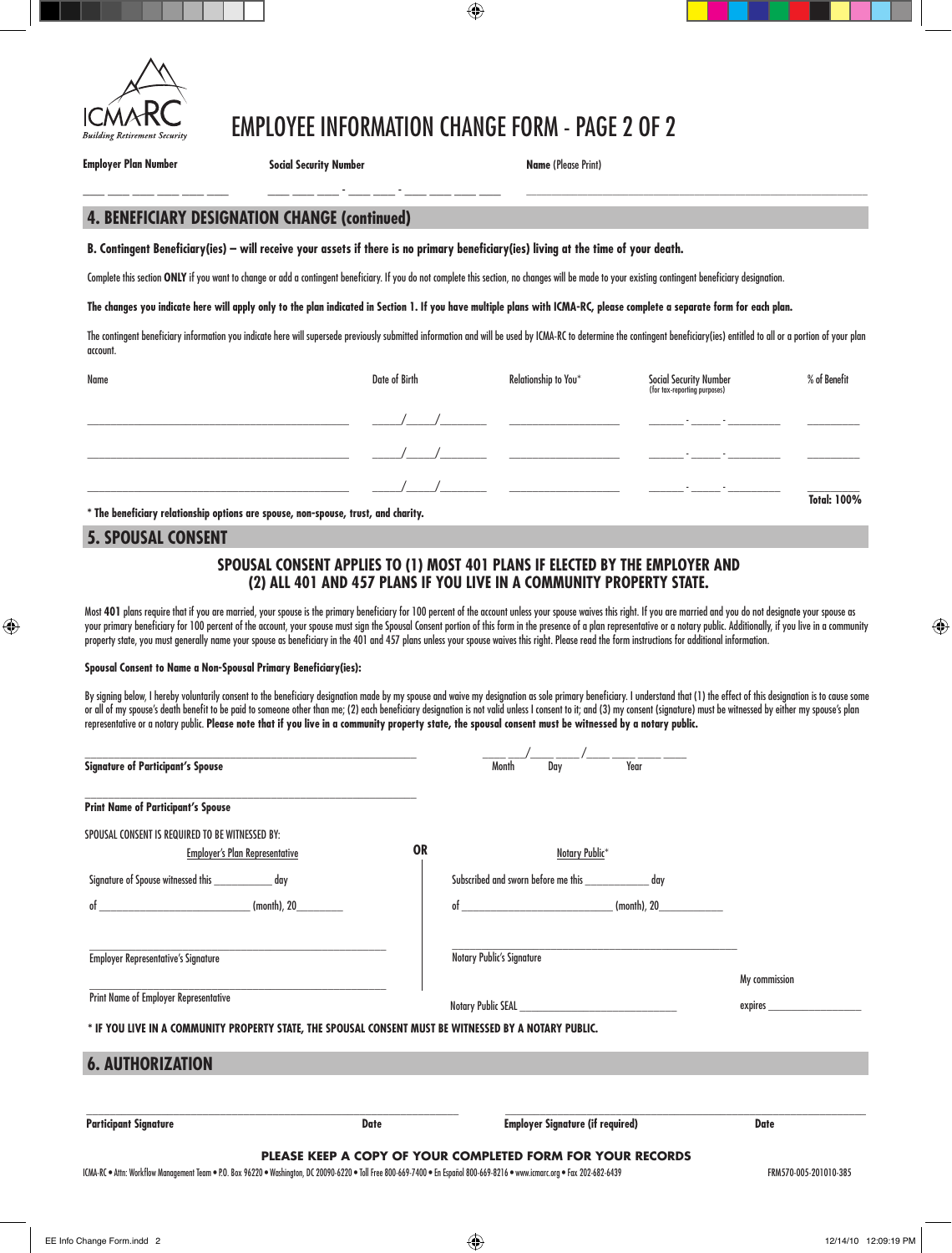# EMPLOYEE INFORMATION CHANGE FORM - PAGE 2 OF 2

**Employer Plan Number** ____ ____ ____ ____ ____ ____

**Social Security Number** ____ ____ ____ - ____ ____ - ____ ____ ____ ____

**Name** (Please Print) ________________________________________

## 4. BENEFICIARY DESIGNATION CHANGE (continued)

**B. Contingent Beneficiary(ies) – will receive your assets if there is no primary beneficiary(ies) living at the time of your death.**

Complete this section **ONLY** if you want to change or add a contingent beneficiary. If you do not complete this section, no changes will be made to your existing contingent beneficiary designation.

**The changes you indicate here will apply only to the plan indicated in Section 1. If you have multiple plans with ICMA-RC, please complete a separate form for each plan.**

The contingent beneficiary information you indicate here will supersede previously submitted information and will be used by ICMA-RC to determine the contingent beneficiary(ies) entitled to all or a portion of your plan account.

| Name | Date of Birth | Relationship to You* | Social Security Number (for tax-reporting purposes) | % of Benefit |
|---|---|---|---|---|
| | ____/____/______ | | ______ - _____ - ________ | |
| | ____/____/______ | | ______ - _____ - ________ | |
| | ____/____/______ | | ______ - _____ - ________ | |
| | | | | **Total: 100%** |

**\* The beneficiary relationship options are spouse, non-spouse, trust, and charity.**

## 5. SPOUSAL CONSENT

**SPOUSAL CONSENT APPLIES TO (1) MOST 401 PLANS IF ELECTED BY THE EMPLOYER AND (2) ALL 401 AND 457 PLANS IF YOU LIVE IN A COMMUNITY PROPERTY STATE.**

Most **401** plans require that if you are married, your spouse is the primary beneficiary for 100 percent of the account unless your spouse waives this right. If you are married and you do not designate your spouse as your primary beneficiary for 100 percent of the account, your spouse must sign the Spousal Consent portion of this form in the presence of a plan representative or a notary public. Additionally, if you live in a community property state, you must generally name your spouse as beneficiary in the 401 and 457 plans unless your spouse waives this right. Please read the form instructions for additional information.

**Spousal Consent to Name a Non-Spousal Primary Beneficiary(ies):**

By signing below, I hereby voluntarily consent to the beneficiary designation made by my spouse and waive my designation as sole primary beneficiary. I understand that (1) the effect of this designation is to cause some or all of my spouse's death benefit to be paid to someone other than me; (2) each beneficiary designation is not valid unless I consent to it; and (3) my consent (signature) must be witnessed by either my spouse's plan representative or a notary public. **Please note that if you live in a community property state, the spousal consent must be witnessed by a notary public.**

________________________________________
**Signature of Participant's Spouse**

____ ____/____ ____/____ ____ ____ ____
Month Day Year

________________________________________
**Print Name of Participant's Spouse**

SPOUSAL CONSENT IS REQUIRED TO BE WITNESSED BY:

Employer's Plan Representative

Signature of Spouse witnessed this __________ day

of ________________________ (month), 20________

________________________________________
Employer Representative's Signature

________________________________________
Print Name of Employer Representative

**OR**

Notary Public*

Subscribed and sworn before me this ___________ day

of ________________________ (month), 20___________

________________________________________
Notary Public's Signature

Notary Public SEAL ____________________________

My commission expires ________________

**\* IF YOU LIVE IN A COMMUNITY PROPERTY STATE, THE SPOUSAL CONSENT MUST BE WITNESSED BY A NOTARY PUBLIC.**

## 6. AUTHORIZATION

________________________________________
**Participant Signature** **Date**

________________________________________
**Employer Signature (if required)** **Date**

**PLEASE KEEP A COPY OF YOUR COMPLETED FORM FOR YOUR RECORDS**

ICMA-RC • Attn: Workflow Management Team • P.O. Box 96220 • Washington, DC 20090-6220 • Toll Free 800-669-7400 • En Español 800-669-8216 • www.icmarc.org • Fax 202-682-6439

FRM570-005-201010-385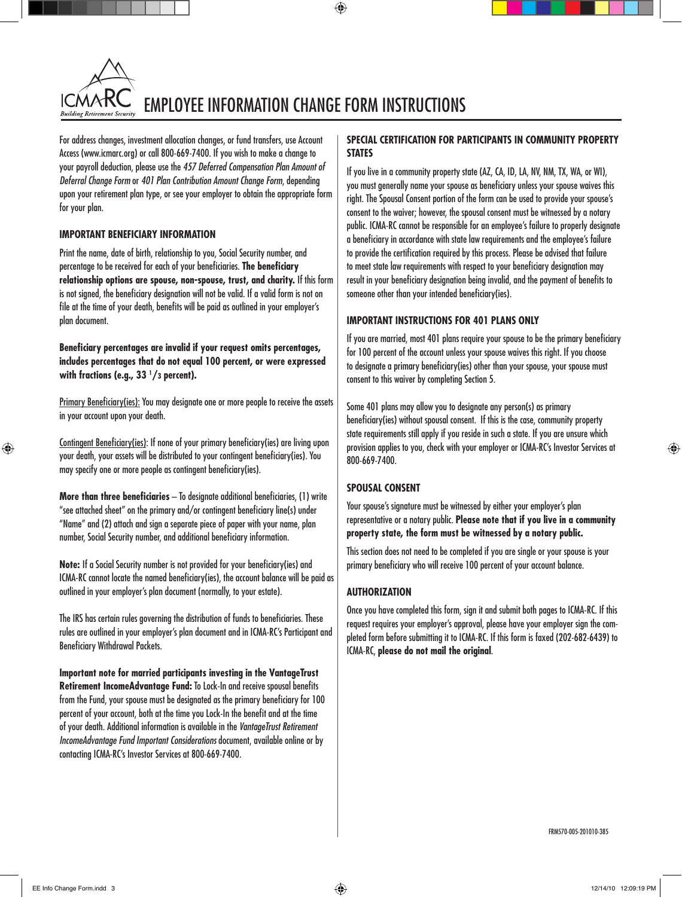# EMPLOYEE INFORMATION CHANGE FORM INSTRUCTIONS

For address changes, investment allocation changes, or fund transfers, use Account Access (www.icmarc.org) or call 800-669-7400. If you wish to make a change to your payroll deduction, please use the *457 Deferred Compensation Plan Amount of Deferral Change Form* or *401 Plan Contribution Amount Change Form*, depending upon your retirement plan type, or see your employer to obtain the appropriate form for your plan.

## IMPORTANT BENEFICIARY INFORMATION

Print the name, date of birth, relationship to you, Social Security number, and percentage to be received for each of your beneficiaries. **The beneficiary relationship options are spouse, non-spouse, trust, and charity.** If this form is not signed, the beneficiary designation will not be valid. If a valid form is not on file at the time of your death, benefits will be paid as outlined in your employer's plan document.

**Beneficiary percentages are invalid if your request omits percentages, includes percentages that do not equal 100 percent, or were expressed with fractions (e.g., 33 1/3 percent).**

Primary Beneficiary(ies): You may designate one or more people to receive the assets in your account upon your death.

Contingent Beneficiary(ies): If none of your primary beneficiary(ies) are living upon your death, your assets will be distributed to your contingent beneficiary(ies). You may specify one or more people as contingent beneficiary(ies).

**More than three beneficiaries** – To designate additional beneficiaries, (1) write "see attached sheet" on the primary and/or contingent beneficiary line(s) under "Name" and (2) attach and sign a separate piece of paper with your name, plan number, Social Security number, and additional beneficiary information.

**Note:** If a Social Security number is not provided for your beneficiary(ies) and ICMA-RC cannot locate the named beneficiary(ies), the account balance will be paid as outlined in your employer's plan document (normally, to your estate).

The IRS has certain rules governing the distribution of funds to beneficiaries. These rules are outlined in your employer's plan document and in ICMA-RC's Participant and Beneficiary Withdrawal Packets.

**Important note for married participants investing in the VantageTrust Retirement IncomeAdvantage Fund:** To Lock-In and receive spousal benefits from the Fund, your spouse must be designated as the primary beneficiary for 100 percent of your account, both at the time you Lock-In the benefit and at the time of your death. Additional information is available in the *VantageTrust Retirement IncomeAdvantage Fund Important Considerations* document, available online or by contacting ICMA-RC's Investor Services at 800-669-7400.

## SPECIAL CERTIFICATION FOR PARTICIPANTS IN COMMUNITY PROPERTY STATES

If you live in a community property state (AZ, CA, ID, LA, NV, NM, TX, WA, or WI), you must generally name your spouse as beneficiary unless your spouse waives this right. The Spousal Consent portion of the form can be used to provide your spouse's consent to the waiver; however, the spousal consent must be witnessed by a notary public. ICMA-RC cannot be responsible for an employee's failure to properly designate a beneficiary in accordance with state law requirements and the employee's failure to provide the certification required by this process. Please be advised that failure to meet state law requirements with respect to your beneficiary designation may result in your beneficiary designation being invalid, and the payment of benefits to someone other than your intended beneficiary(ies).

## IMPORTANT INSTRUCTIONS FOR 401 PLANS ONLY

If you are married, most 401 plans require your spouse to be the primary beneficiary for 100 percent of the account unless your spouse waives this right. If you choose to designate a primary beneficiary(ies) other than your spouse, your spouse must consent to this waiver by completing Section 5.

Some 401 plans may allow you to designate any person(s) as primary beneficiary(ies) without spousal consent. If this is the case, community property state requirements still apply if you reside in such a state. If you are unsure which provision applies to you, check with your employer or ICMA-RC's Investor Services at 800-669-7400.

## SPOUSAL CONSENT

Your spouse's signature must be witnessed by either your employer's plan representative or a notary public. **Please note that if you live in a community property state, the form must be witnessed by a notary public.**

This section does not need to be completed if you are single or your spouse is your primary beneficiary who will receive 100 percent of your account balance.

## AUTHORIZATION

Once you have completed this form, sign it and submit both pages to ICMA-RC. If this request requires your employer's approval, please have your employer sign the completed form before submitting it to ICMA-RC. If this form is faxed (202-682-6439) to ICMA-RC, **please do not mail the original**.

FRM570-005-201010-385